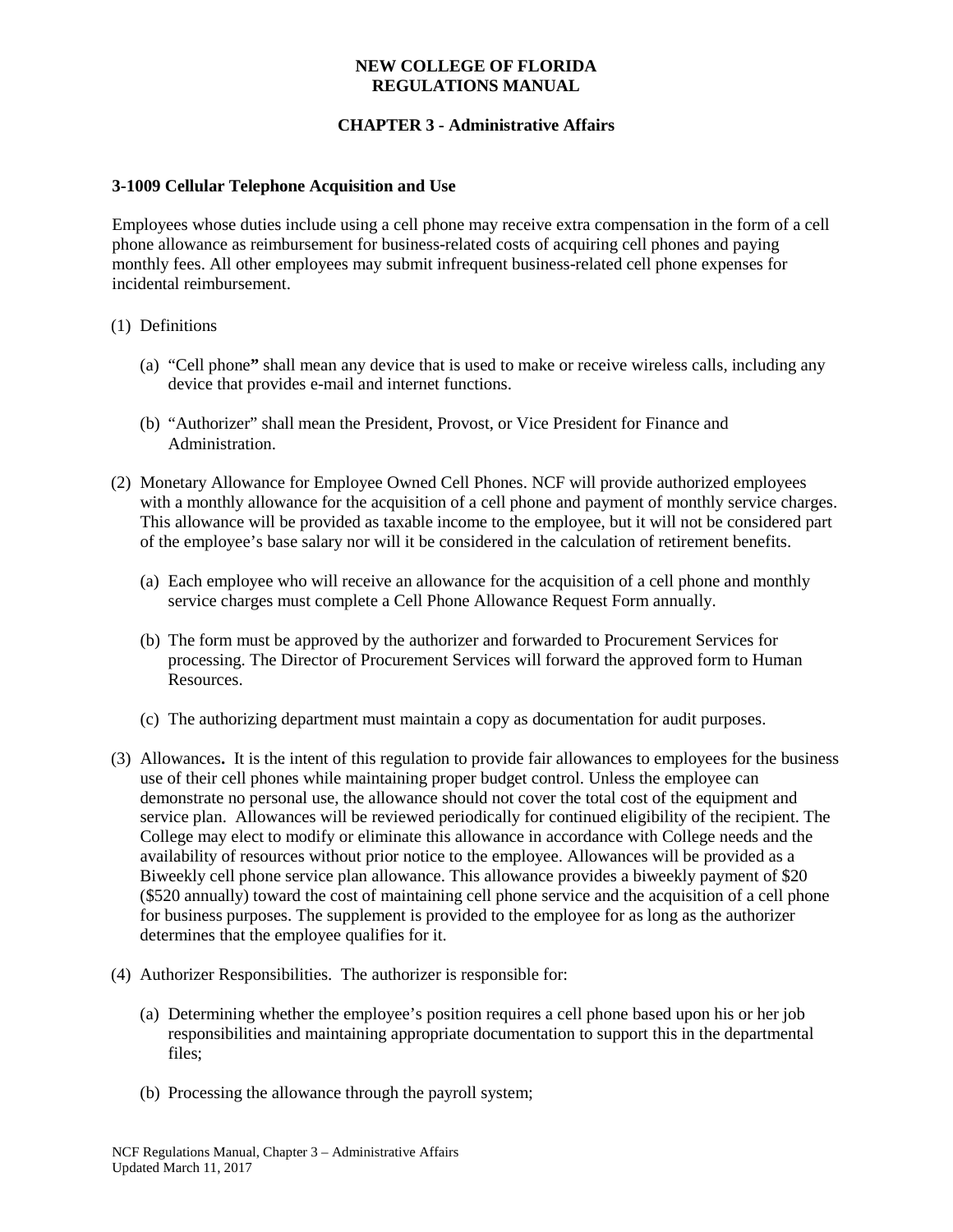# NEW COLLEGE OF FLORIDA
# REGULATIONS MANUAL

## CHAPTER 3 - Administrative Affairs

### 3-1009 Cellular Telephone Acquisition and Use

Employees whose duties include using a cell phone may receive extra compensation in the form of a cell phone allowance as reimbursement for business-related costs of acquiring cell phones and paying monthly fees. All other employees may submit infrequent business-related cell phone expenses for incidental reimbursement.

(1) Definitions

(a) "Cell phone**"** shall mean any device that is used to make or receive wireless calls, including any device that provides e-mail and internet functions.

(b) "Authorizer" shall mean the President, Provost, or Vice President for Finance and Administration.

(2) Monetary Allowance for Employee Owned Cell Phones. NCF will provide authorized employees with a monthly allowance for the acquisition of a cell phone and payment of monthly service charges. This allowance will be provided as taxable income to the employee, but it will not be considered part of the employee's base salary nor will it be considered in the calculation of retirement benefits.

(a) Each employee who will receive an allowance for the acquisition of a cell phone and monthly service charges must complete a Cell Phone Allowance Request Form annually.

(b) The form must be approved by the authorizer and forwarded to Procurement Services for processing. The Director of Procurement Services will forward the approved form to Human Resources.

(c) The authorizing department must maintain a copy as documentation for audit purposes.

(3) Allowances**.** It is the intent of this regulation to provide fair allowances to employees for the business use of their cell phones while maintaining proper budget control. Unless the employee can demonstrate no personal use, the allowance should not cover the total cost of the equipment and service plan. Allowances will be reviewed periodically for continued eligibility of the recipient. The College may elect to modify or eliminate this allowance in accordance with College needs and the availability of resources without prior notice to the employee. Allowances will be provided as a Biweekly cell phone service plan allowance. This allowance provides a biweekly payment of $20 ($520 annually) toward the cost of maintaining cell phone service and the acquisition of a cell phone for business purposes. The supplement is provided to the employee for as long as the authorizer determines that the employee qualifies for it.

(4) Authorizer Responsibilities. The authorizer is responsible for:

(a) Determining whether the employee's position requires a cell phone based upon his or her job responsibilities and maintaining appropriate documentation to support this in the departmental files;

(b) Processing the allowance through the payroll system;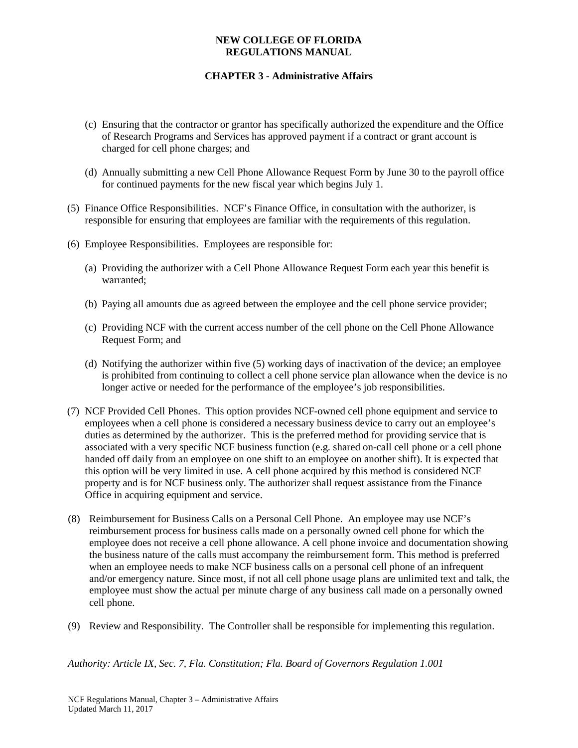(c) Ensuring that the contractor or grantor has specifically authorized the expenditure and the Office of Research Programs and Services has approved payment if a contract or grant account is charged for cell phone charges; and

(d) Annually submitting a new Cell Phone Allowance Request Form by June 30 to the payroll office for continued payments for the new fiscal year which begins July 1.

(5) Finance Office Responsibilities. NCF's Finance Office, in consultation with the authorizer, is responsible for ensuring that employees are familiar with the requirements of this regulation.

(6) Employee Responsibilities. Employees are responsible for:

(a) Providing the authorizer with a Cell Phone Allowance Request Form each year this benefit is warranted;

(b) Paying all amounts due as agreed between the employee and the cell phone service provider;

(c) Providing NCF with the current access number of the cell phone on the Cell Phone Allowance Request Form; and

(d) Notifying the authorizer within five (5) working days of inactivation of the device; an employee is prohibited from continuing to collect a cell phone service plan allowance when the device is no longer active or needed for the performance of the employee's job responsibilities.

(7) NCF Provided Cell Phones. This option provides NCF-owned cell phone equipment and service to employees when a cell phone is considered a necessary business device to carry out an employee's duties as determined by the authorizer. This is the preferred method for providing service that is associated with a very specific NCF business function (e.g. shared on-call cell phone or a cell phone handed off daily from an employee on one shift to an employee on another shift). It is expected that this option will be very limited in use. A cell phone acquired by this method is considered NCF property and is for NCF business only. The authorizer shall request assistance from the Finance Office in acquiring equipment and service.

(8) Reimbursement for Business Calls on a Personal Cell Phone. An employee may use NCF's reimbursement process for business calls made on a personally owned cell phone for which the employee does not receive a cell phone allowance. A cell phone invoice and documentation showing the business nature of the calls must accompany the reimbursement form. This method is preferred when an employee needs to make NCF business calls on a personal cell phone of an infrequent and/or emergency nature. Since most, if not all cell phone usage plans are unlimited text and talk, the employee must show the actual per minute charge of any business call made on a personally owned cell phone.

(9) Review and Responsibility. The Controller shall be responsible for implementing this regulation.

*Authority: Article IX, Sec. 7, Fla. Constitution; Fla. Board of Governors Regulation 1.001*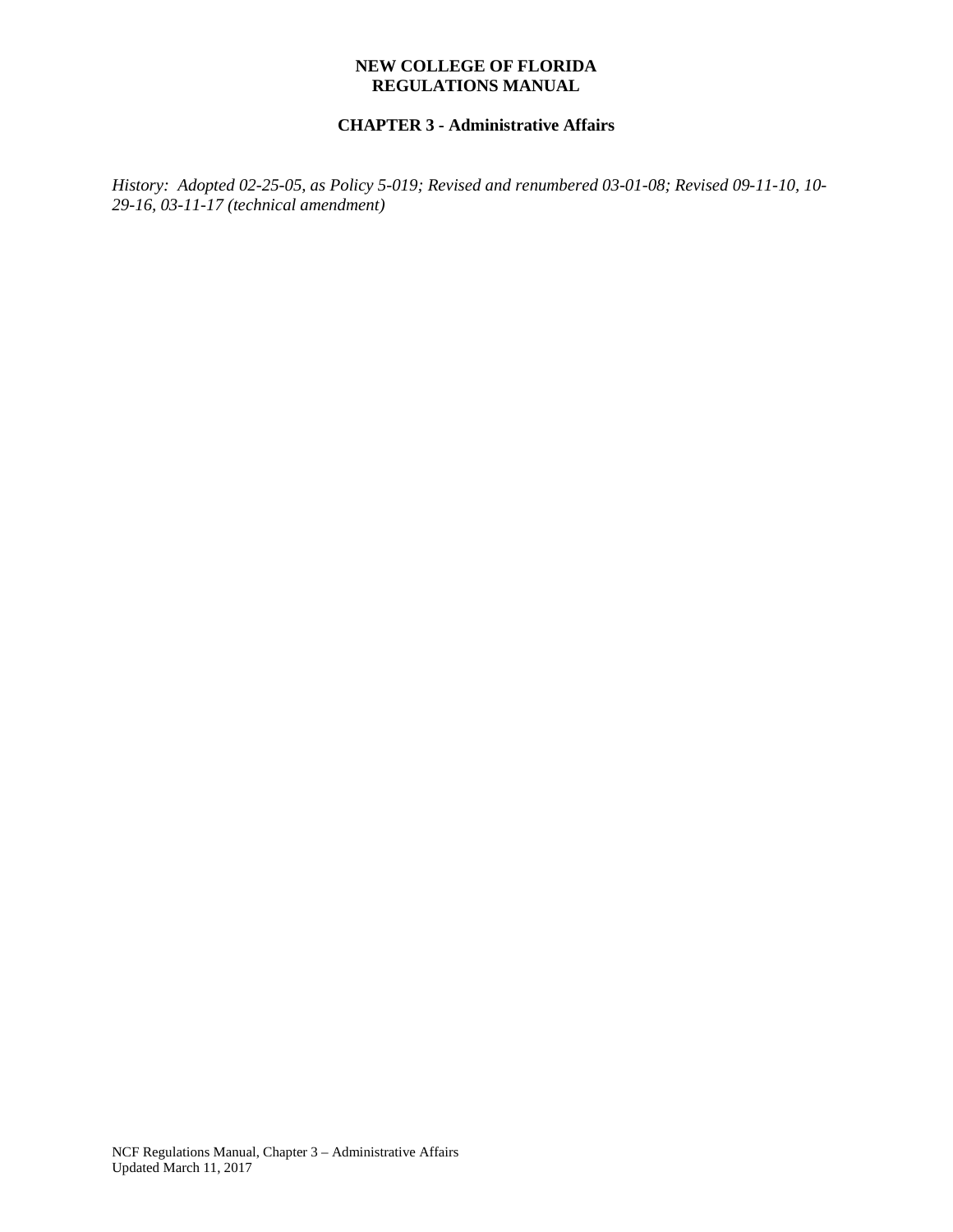**NEW COLLEGE OF FLORIDA**
**REGULATIONS MANUAL**

**CHAPTER 3 - Administrative Affairs**

*History: Adopted 02-25-05, as Policy 5-019; Revised and renumbered 03-01-08; Revised 09-11-10, 10-29-16, 03-11-17 (technical amendment)*